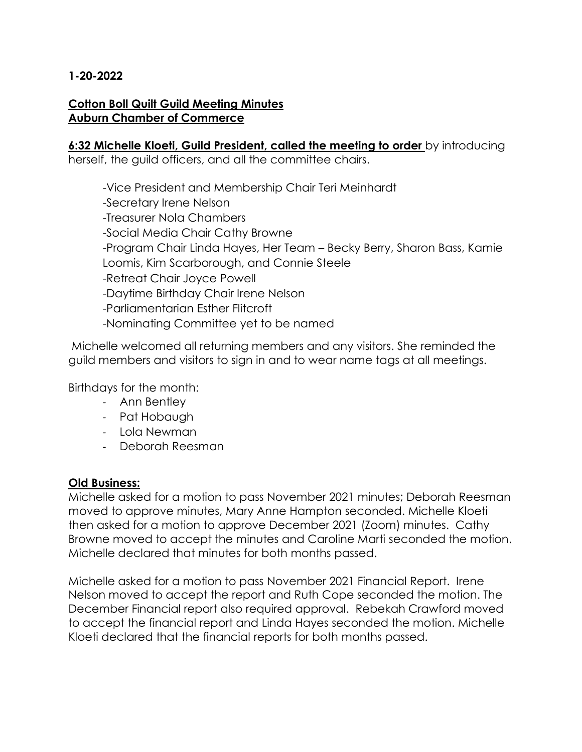**1-20-2022**

**Cotton Boll Quilt Guild Meeting Minutes**
**Auburn Chamber of Commerce**

**6:32 Michelle Kloeti, Guild President, called the meeting to order** by introducing herself, the guild officers, and all the committee chairs.

- -Vice President and Membership Chair Teri Meinhardt
- -Secretary Irene Nelson
- -Treasurer Nola Chambers
- -Social Media Chair Cathy Browne
- -Program Chair Linda Hayes, Her Team – Becky Berry, Sharon Bass, Kamie Loomis, Kim Scarborough, and Connie Steele
- -Retreat Chair Joyce Powell
- -Daytime Birthday Chair Irene Nelson
- -Parliamentarian Esther Flitcroft
- -Nominating Committee yet to be named

Michelle welcomed all returning members and any visitors. She reminded the guild members and visitors to sign in and to wear name tags at all meetings.

Birthdays for the month:

- Ann Bentley
- Pat Hobaugh
- Lola Newman
- Deborah Reesman

**Old Business:**

Michelle asked for a motion to pass November 2021 minutes; Deborah Reesman moved to approve minutes, Mary Anne Hampton seconded. Michelle Kloeti then asked for a motion to approve December 2021 (Zoom) minutes. Cathy Browne moved to accept the minutes and Caroline Marti seconded the motion. Michelle declared that minutes for both months passed.

Michelle asked for a motion to pass November 2021 Financial Report. Irene Nelson moved to accept the report and Ruth Cope seconded the motion. The December Financial report also required approval. Rebekah Crawford moved to accept the financial report and Linda Hayes seconded the motion. Michelle Kloeti declared that the financial reports for both months passed.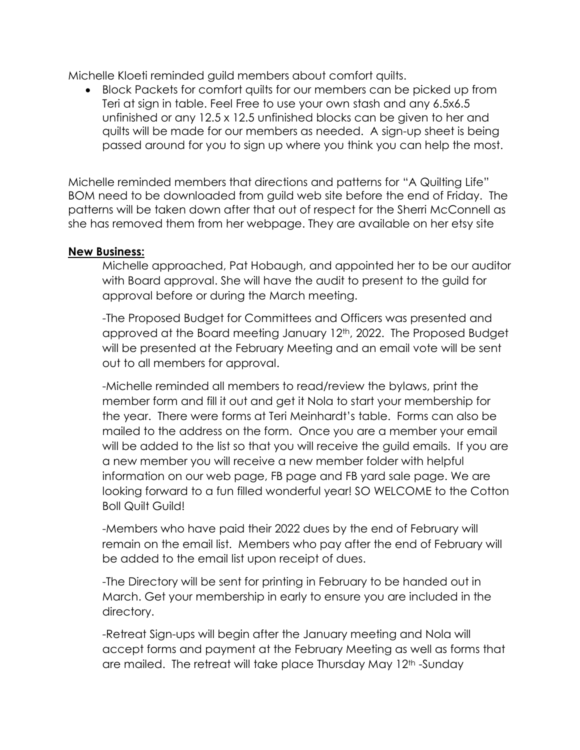Michelle Kloeti reminded guild members about comfort quilts.

- Block Packets for comfort quilts for our members can be picked up from Teri at sign in table. Feel Free to use your own stash and any 6.5x6.5 unfinished or any 12.5 x 12.5 unfinished blocks can be given to her and quilts will be made for our members as needed. A sign-up sheet is being passed around for you to sign up where you think you can help the most.

Michelle reminded members that directions and patterns for "A Quilting Life" BOM need to be downloaded from guild web site before the end of Friday. The patterns will be taken down after that out of respect for the Sherri McConnell as she has removed them from her webpage. They are available on her etsy site

**New Business:**

Michelle approached, Pat Hobaugh, and appointed her to be our auditor with Board approval. She will have the audit to present to the guild for approval before or during the March meeting.

-The Proposed Budget for Committees and Officers was presented and approved at the Board meeting January 12th, 2022. The Proposed Budget will be presented at the February Meeting and an email vote will be sent out to all members for approval.

-Michelle reminded all members to read/review the bylaws, print the member form and fill it out and get it Nola to start your membership for the year. There were forms at Teri Meinhardt's table. Forms can also be mailed to the address on the form. Once you are a member your email will be added to the list so that you will receive the guild emails. If you are a new member you will receive a new member folder with helpful information on our web page, FB page and FB yard sale page. We are looking forward to a fun filled wonderful year! SO WELCOME to the Cotton Boll Quilt Guild!

-Members who have paid their 2022 dues by the end of February will remain on the email list. Members who pay after the end of February will be added to the email list upon receipt of dues.

-The Directory will be sent for printing in February to be handed out in March. Get your membership in early to ensure you are included in the directory.

-Retreat Sign-ups will begin after the January meeting and Nola will accept forms and payment at the February Meeting as well as forms that are mailed. The retreat will take place Thursday May 12th -Sunday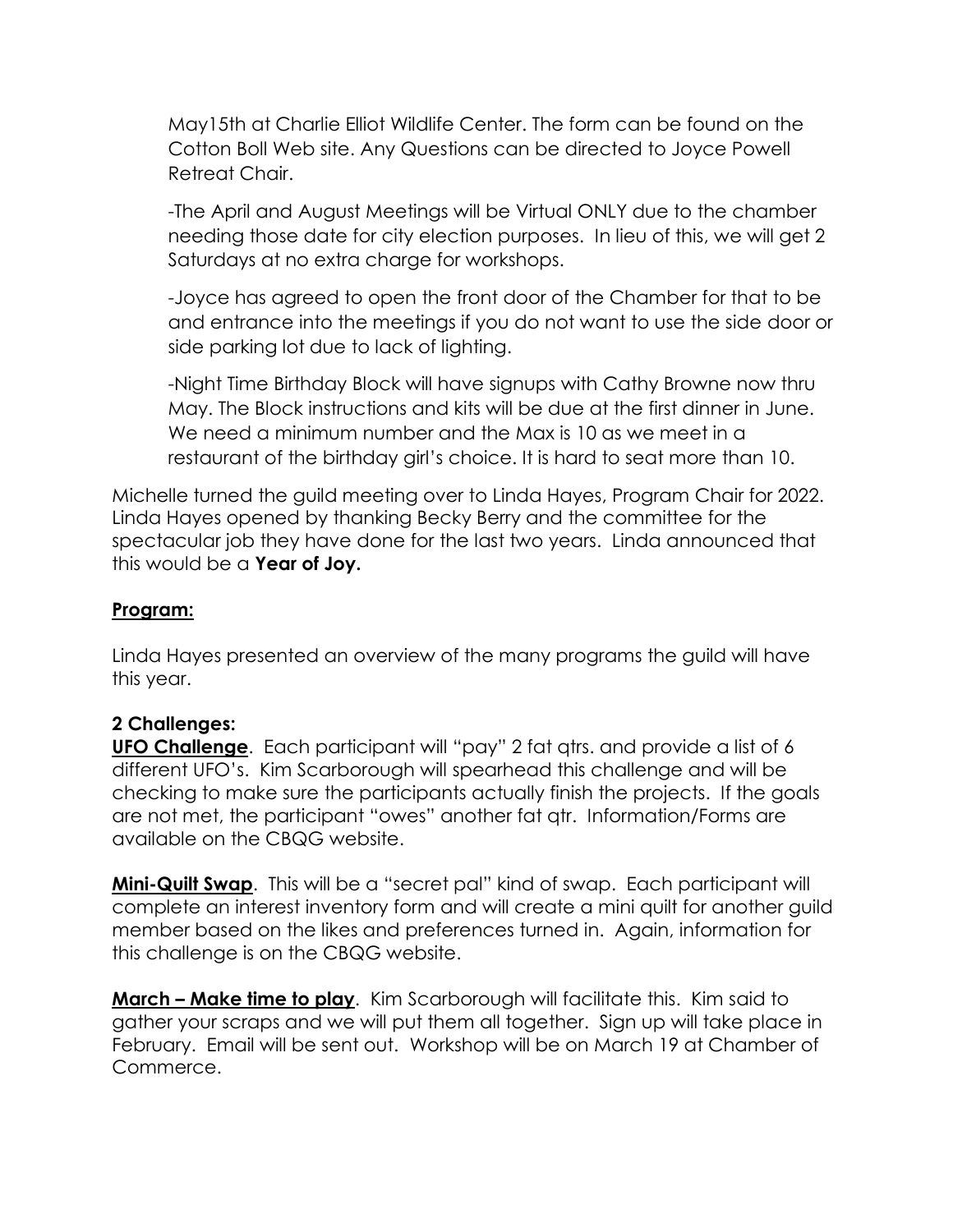May15th at Charlie Elliot Wildlife Center. The form can be found on the Cotton Boll Web site. Any Questions can be directed to Joyce Powell Retreat Chair.

-The April and August Meetings will be Virtual ONLY due to the chamber needing those date for city election purposes. In lieu of this, we will get 2 Saturdays at no extra charge for workshops.

-Joyce has agreed to open the front door of the Chamber for that to be and entrance into the meetings if you do not want to use the side door or side parking lot due to lack of lighting.

-Night Time Birthday Block will have signups with Cathy Browne now thru May. The Block instructions and kits will be due at the first dinner in June. We need a minimum number and the Max is 10 as we meet in a restaurant of the birthday girl's choice. It is hard to seat more than 10.

Michelle turned the guild meeting over to Linda Hayes, Program Chair for 2022. Linda Hayes opened by thanking Becky Berry and the committee for the spectacular job they have done for the last two years. Linda announced that this would be a **Year of Joy.**

**Program:**

Linda Hayes presented an overview of the many programs the guild will have this year.

**2 Challenges:**

**UFO Challenge**. Each participant will "pay" 2 fat qtrs. and provide a list of 6 different UFO's. Kim Scarborough will spearhead this challenge and will be checking to make sure the participants actually finish the projects. If the goals are not met, the participant "owes" another fat qtr. Information/Forms are available on the CBQG website.

**Mini-Quilt Swap**. This will be a "secret pal" kind of swap. Each participant will complete an interest inventory form and will create a mini quilt for another guild member based on the likes and preferences turned in. Again, information for this challenge is on the CBQG website.

**March – Make time to play**. Kim Scarborough will facilitate this. Kim said to gather your scraps and we will put them all together. Sign up will take place in February. Email will be sent out. Workshop will be on March 19 at Chamber of Commerce.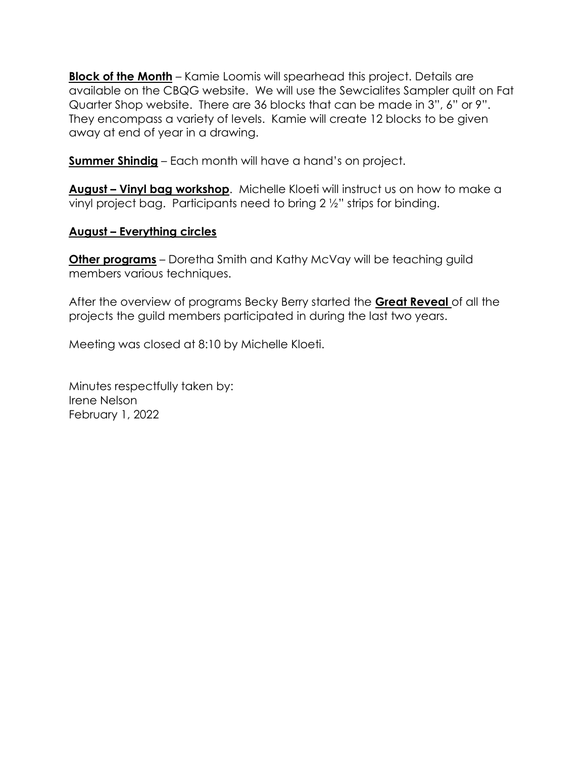**Block of the Month** – Kamie Loomis will spearhead this project. Details are available on the CBQG website. We will use the Sewcialites Sampler quilt on Fat Quarter Shop website. There are 36 blocks that can be made in 3", 6" or 9". They encompass a variety of levels. Kamie will create 12 blocks to be given away at end of year in a drawing.

**Summer Shindig** – Each month will have a hand's on project.

**August – Vinyl bag workshop**. Michelle Kloeti will instruct us on how to make a vinyl project bag. Participants need to bring 2 ½" strips for binding.

**August – Everything circles**

**Other programs** – Doretha Smith and Kathy McVay will be teaching guild members various techniques.

After the overview of programs Becky Berry started the **Great Reveal** of all the projects the guild members participated in during the last two years.

Meeting was closed at 8:10 by Michelle Kloeti.

Minutes respectfully taken by:
Irene Nelson
February 1, 2022